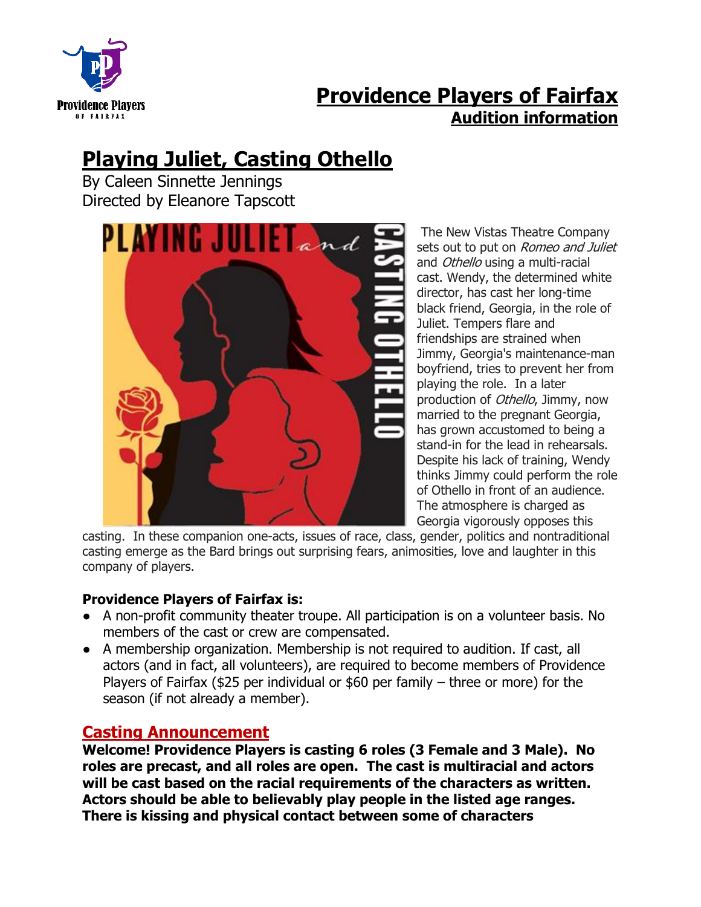# Providence Players of Fairfax

## Audition information

# Playing Juliet, Casting Othello

By Caleen Sinnette Jennings
Directed by Eleanore Tapscott

The New Vistas Theatre Company sets out to put on *Romeo and Juliet* and *Othello* using a multi-racial cast. Wendy, the determined white director, has cast her long-time black friend, Georgia, in the role of Juliet. Tempers flare and friendships are strained when Jimmy, Georgia's maintenance-man boyfriend, tries to prevent her from playing the role. In a later production of *Othello*, Jimmy, now married to the pregnant Georgia, has grown accustomed to being a stand-in for the lead in rehearsals. Despite his lack of training, Wendy thinks Jimmy could perform the role of Othello in front of an audience. The atmosphere is charged as Georgia vigorously opposes this casting. In these companion one-acts, issues of race, class, gender, politics and nontraditional casting emerge as the Bard brings out surprising fears, animosities, love and laughter in this company of players.

**Providence Players of Fairfax is:**

- A non-profit community theater troupe. All participation is on a volunteer basis. No members of the cast or crew are compensated.
- A membership organization. Membership is not required to audition. If cast, all actors (and in fact, all volunteers), are required to become members of Providence Players of Fairfax ($25 per individual or $60 per family – three or more) for the season (if not already a member).

## Casting Announcement

**Welcome! Providence Players is casting 6 roles (3 Female and 3 Male). No roles are precast, and all roles are open. The cast is multiracial and actors will be cast based on the racial requirements of the characters as written. Actors should be able to believably play people in the listed age ranges. There is kissing and physical contact between some of characters**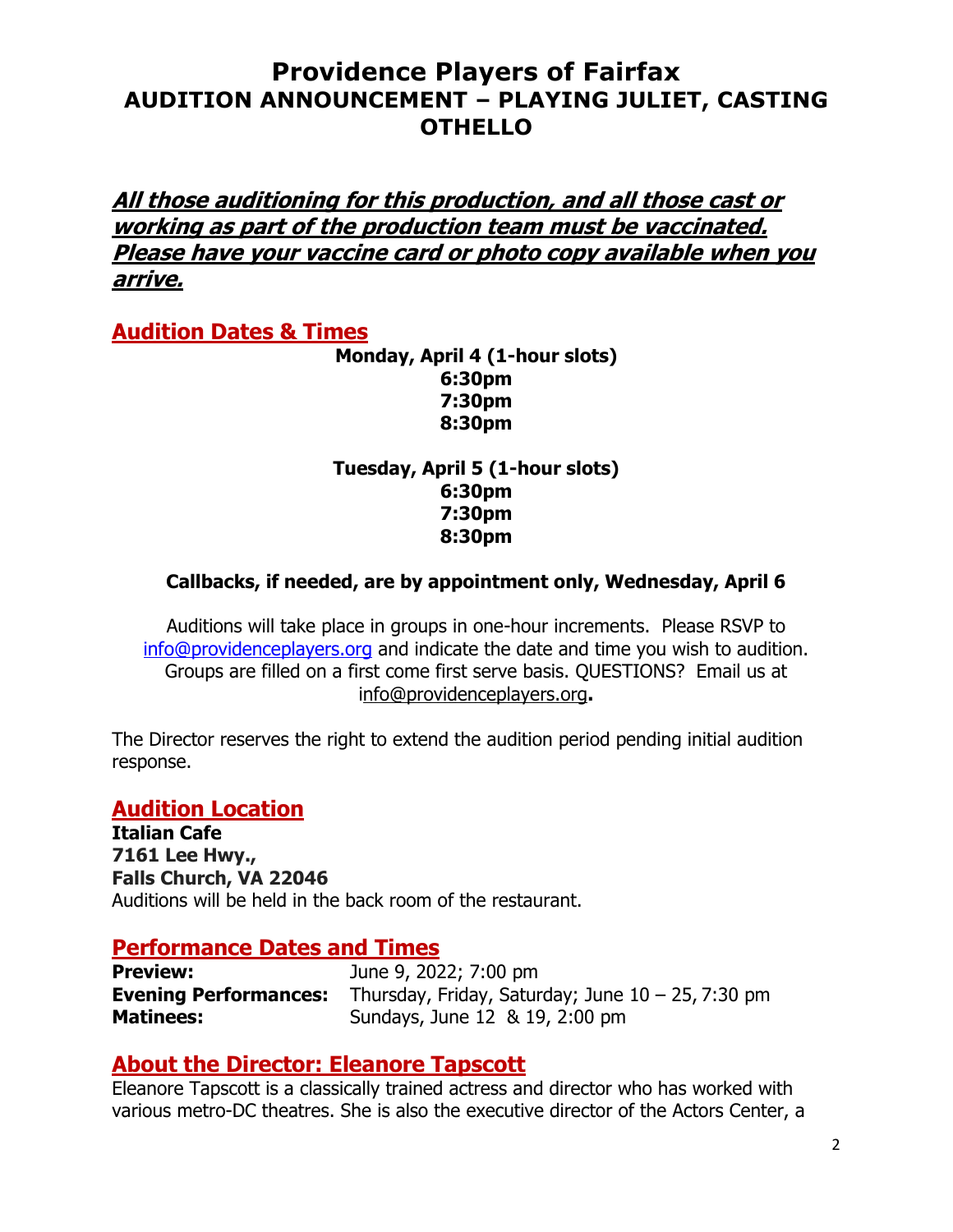# Providence Players of Fairfax
## AUDITION ANNOUNCEMENT – PLAYING JULIET, CASTING OTHELLO

***All those auditioning for this production, and all those cast or working as part of the production team must be vaccinated. Please have your vaccine card or photo copy available when you arrive.***

## Audition Dates & Times

**Monday, April 4 (1-hour slots)**
**6:30pm**
**7:30pm**
**8:30pm**

**Tuesday, April 5 (1-hour slots)**
**6:30pm**
**7:30pm**
**8:30pm**

**Callbacks, if needed, are by appointment only, Wednesday, April 6**

Auditions will take place in groups in one-hour increments. Please RSVP to info@providenceplayers.org and indicate the date and time you wish to audition. Groups are filled on a first come first serve basis. QUESTIONS? Email us at info@providenceplayers.org**.**

The Director reserves the right to extend the audition period pending initial audition response.

## Audition Location

**Italian Cafe**
**7161 Lee Hwy.,**
**Falls Church, VA 22046**
Auditions will be held in the back room of the restaurant.

## Performance Dates and Times

| | |
|---|---|
| **Preview:** | June 9, 2022; 7:00 pm |
| **Evening Performances:** | Thursday, Friday, Saturday; June 10 – 25, 7:30 pm |
| **Matinees:** | Sundays, June 12 & 19, 2:00 pm |

## About the Director: Eleanore Tapscott

Eleanore Tapscott is a classically trained actress and director who has worked with various metro-DC theatres. She is also the executive director of the Actors Center, a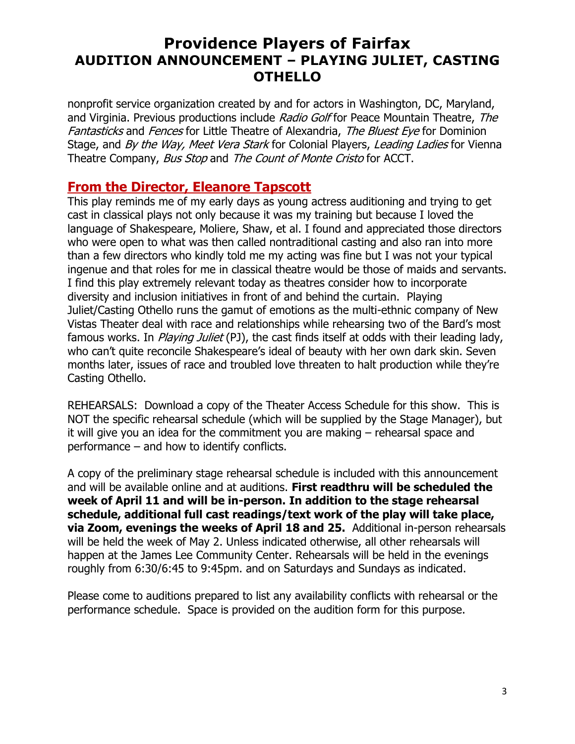nonprofit service organization created by and for actors in Washington, DC, Maryland, and Virginia. Previous productions include *Radio Golf* for Peace Mountain Theatre, *The Fantasticks* and *Fences* for Little Theatre of Alexandria, *The Bluest Eye* for Dominion Stage, and *By the Way, Meet Vera Stark* for Colonial Players, *Leading Ladies* for Vienna Theatre Company, *Bus Stop* and *The Count of Monte Cristo* for ACCT.

## From the Director, Eleanore Tapscott

This play reminds me of my early days as young actress auditioning and trying to get cast in classical plays not only because it was my training but because I loved the language of Shakespeare, Moliere, Shaw, et al. I found and appreciated those directors who were open to what was then called nontraditional casting and also ran into more than a few directors who kindly told me my acting was fine but I was not your typical ingenue and that roles for me in classical theatre would be those of maids and servants. I find this play extremely relevant today as theatres consider how to incorporate diversity and inclusion initiatives in front of and behind the curtain. Playing Juliet/Casting Othello runs the gamut of emotions as the multi-ethnic company of New Vistas Theater deal with race and relationships while rehearsing two of the Bard's most famous works. In *Playing Juliet* (PJ), the cast finds itself at odds with their leading lady, who can't quite reconcile Shakespeare's ideal of beauty with her own dark skin. Seven months later, issues of race and troubled love threaten to halt production while they're Casting Othello.

REHEARSALS: Download a copy of the Theater Access Schedule for this show. This is NOT the specific rehearsal schedule (which will be supplied by the Stage Manager), but it will give you an idea for the commitment you are making – rehearsal space and performance – and how to identify conflicts.

A copy of the preliminary stage rehearsal schedule is included with this announcement and will be available online and at auditions. **First readthru will be scheduled the week of April 11 and will be in-person. In addition to the stage rehearsal schedule, additional full cast readings/text work of the play will take place, via Zoom, evenings the weeks of April 18 and 25.** Additional in-person rehearsals will be held the week of May 2. Unless indicated otherwise, all other rehearsals will happen at the James Lee Community Center. Rehearsals will be held in the evenings roughly from 6:30/6:45 to 9:45pm. and on Saturdays and Sundays as indicated.

Please come to auditions prepared to list any availability conflicts with rehearsal or the performance schedule. Space is provided on the audition form for this purpose.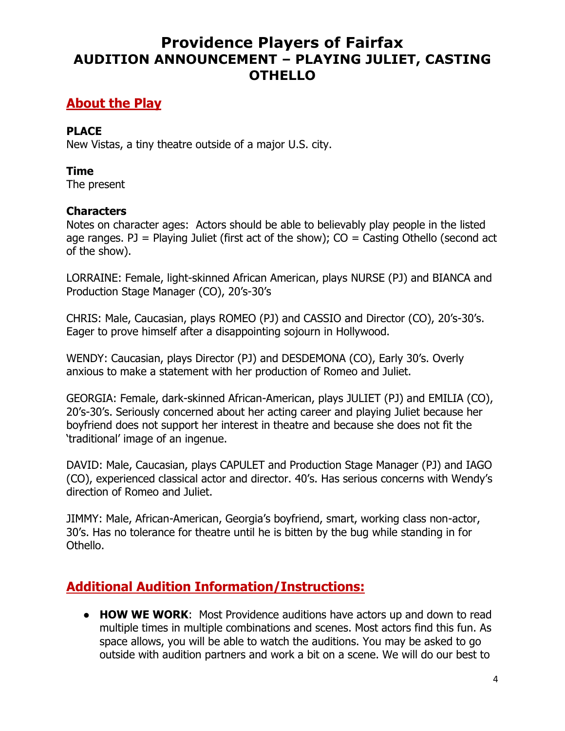# Providence Players of Fairfax
## AUDITION ANNOUNCEMENT – PLAYING JULIET, CASTING OTHELLO

## About the Play

**PLACE**
New Vistas, a tiny theatre outside of a major U.S. city.

**Time**
The present

**Characters**
Notes on character ages: Actors should be able to believably play people in the listed age ranges. PJ = Playing Juliet (first act of the show); CO = Casting Othello (second act of the show).

LORRAINE: Female, light-skinned African American, plays NURSE (PJ) and BIANCA and Production Stage Manager (CO), 20's-30's

CHRIS: Male, Caucasian, plays ROMEO (PJ) and CASSIO and Director (CO), 20's-30's. Eager to prove himself after a disappointing sojourn in Hollywood.

WENDY: Caucasian, plays Director (PJ) and DESDEMONA (CO), Early 30's. Overly anxious to make a statement with her production of Romeo and Juliet.

GEORGIA: Female, dark-skinned African-American, plays JULIET (PJ) and EMILIA (CO), 20's-30's. Seriously concerned about her acting career and playing Juliet because her boyfriend does not support her interest in theatre and because she does not fit the 'traditional' image of an ingenue.

DAVID: Male, Caucasian, plays CAPULET and Production Stage Manager (PJ) and IAGO (CO), experienced classical actor and director. 40's. Has serious concerns with Wendy's direction of Romeo and Juliet.

JIMMY: Male, African-American, Georgia's boyfriend, smart, working class non-actor, 30's. Has no tolerance for theatre until he is bitten by the bug while standing in for Othello.

## Additional Audition Information/Instructions:

- **HOW WE WORK**: Most Providence auditions have actors up and down to read multiple times in multiple combinations and scenes. Most actors find this fun. As space allows, you will be able to watch the auditions. You may be asked to go outside with audition partners and work a bit on a scene. We will do our best to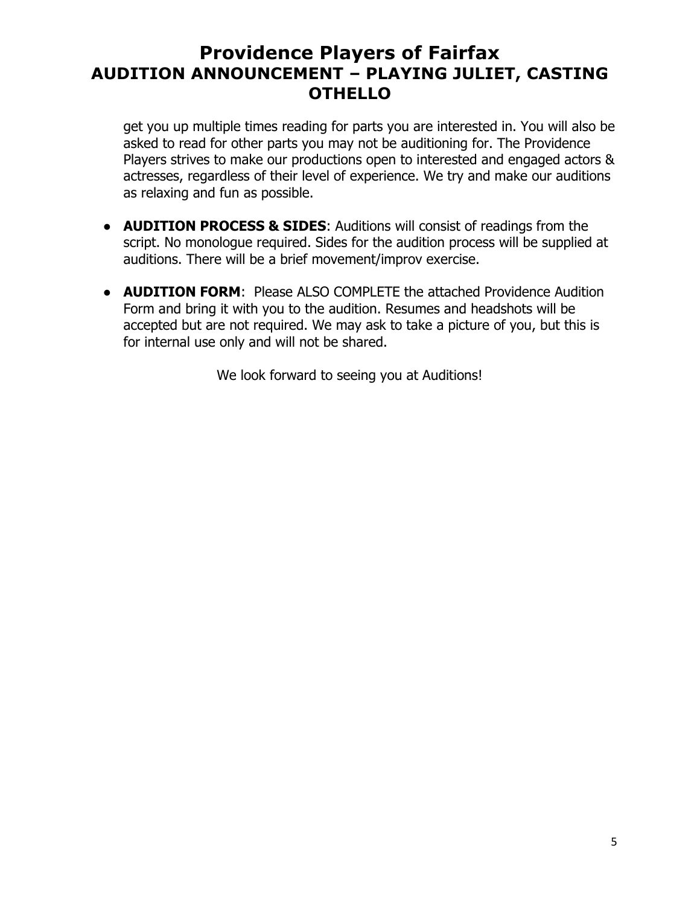get you up multiple times reading for parts you are interested in. You will also be asked to read for other parts you may not be auditioning for. The Providence Players strives to make our productions open to interested and engaged actors & actresses, regardless of their level of experience. We try and make our auditions as relaxing and fun as possible.

- **AUDITION PROCESS & SIDES**: Auditions will consist of readings from the script. No monologue required. Sides for the audition process will be supplied at auditions. There will be a brief movement/improv exercise.
- **AUDITION FORM**: Please ALSO COMPLETE the attached Providence Audition Form and bring it with you to the audition. Resumes and headshots will be accepted but are not required. We may ask to take a picture of you, but this is for internal use only and will not be shared.

We look forward to seeing you at Auditions!